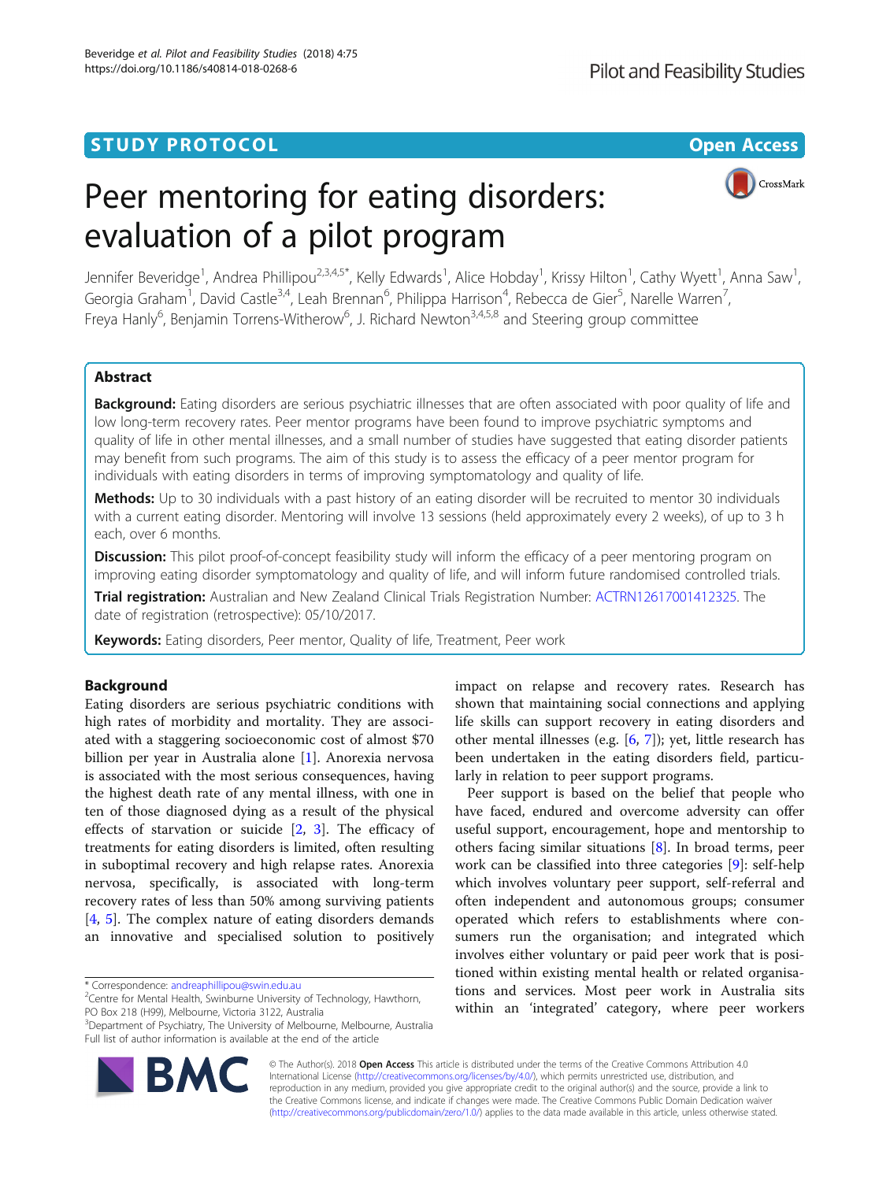STUDY PROTOCOL

Open Access

# Peer mentoring for eating disorders: evaluation of a pilot program

Jennifer Beveridge[1], Andrea Phillipou[2,3,4,5*], Kelly Edwards[1], Alice Hobday[1], Krissy Hilton[1], Cathy Wyett[1], Anna Saw[1], Georgia Graham[1], David Castle[3,4], Leah Brennan[6], Philippa Harrison[4], Rebecca de Gier[5], Narelle Warren[7], Freya Hanly[6], Benjamin Torrens-Witherow[6], J. Richard Newton[3,4,5,8] and Steering group committee

## Abstract

**Background:** Eating disorders are serious psychiatric illnesses that are often associated with poor quality of life and low long-term recovery rates. Peer mentor programs have been found to improve psychiatric symptoms and quality of life in other mental illnesses, and a small number of studies have suggested that eating disorder patients may benefit from such programs. The aim of this study is to assess the efficacy of a peer mentor program for individuals with eating disorders in terms of improving symptomatology and quality of life.

**Methods:** Up to 30 individuals with a past history of an eating disorder will be recruited to mentor 30 individuals with a current eating disorder. Mentoring will involve 13 sessions (held approximately every 2 weeks), of up to 3 h each, over 6 months.

**Discussion:** This pilot proof-of-concept feasibility study will inform the efficacy of a peer mentoring program on improving eating disorder symptomatology and quality of life, and will inform future randomised controlled trials.

**Trial registration:** Australian and New Zealand Clinical Trials Registration Number: ACTRN12617001412325. The date of registration (retrospective): 05/10/2017.

**Keywords:** Eating disorders, Peer mentor, Quality of life, Treatment, Peer work

## Background

Eating disorders are serious psychiatric conditions with high rates of morbidity and mortality. They are associated with a staggering socioeconomic cost of almost $70 billion per year in Australia alone [1]. Anorexia nervosa is associated with the most serious consequences, having the highest death rate of any mental illness, with one in ten of those diagnosed dying as a result of the physical effects of starvation or suicide [2, 3]. The efficacy of treatments for eating disorders is limited, often resulting in suboptimal recovery and high relapse rates. Anorexia nervosa, specifically, is associated with long-term recovery rates of less than 50% among surviving patients [4, 5]. The complex nature of eating disorders demands an innovative and specialised solution to positively impact on relapse and recovery rates. Research has shown that maintaining social connections and applying life skills can support recovery in eating disorders and other mental illnesses (e.g. [6, 7]); yet, little research has been undertaken in the eating disorders field, particularly in relation to peer support programs.

Peer support is based on the belief that people who have faced, endured and overcome adversity can offer useful support, encouragement, hope and mentorship to others facing similar situations [8]. In broad terms, peer work can be classified into three categories [9]: self-help which involves voluntary peer support, self-referral and often independent and autonomous groups; consumer operated which refers to establishments where consumers run the organisation; and integrated which involves either voluntary or paid peer work that is positioned within existing mental health or related organisations and services. Most peer work in Australia sits within an 'integrated' category, where peer workers

\* Correspondence: andreaphillipou@swin.edu.au
[2] Centre for Mental Health, Swinburne University of Technology, Hawthorn, PO Box 218 (H99), Melbourne, Victoria 3122, Australia
[3] Department of Psychiatry, The University of Melbourne, Melbourne, Australia
Full list of author information is available at the end of the article

© The Author(s). 2018 **Open Access** This article is distributed under the terms of the Creative Commons Attribution 4.0 International License (http://creativecommons.org/licenses/by/4.0/), which permits unrestricted use, distribution, and reproduction in any medium, provided you give appropriate credit to the original author(s) and the source, provide a link to the Creative Commons license, and indicate if changes were made. The Creative Commons Public Domain Dedication waiver (http://creativecommons.org/publicdomain/zero/1.0/) applies to the data made available in this article, unless otherwise stated.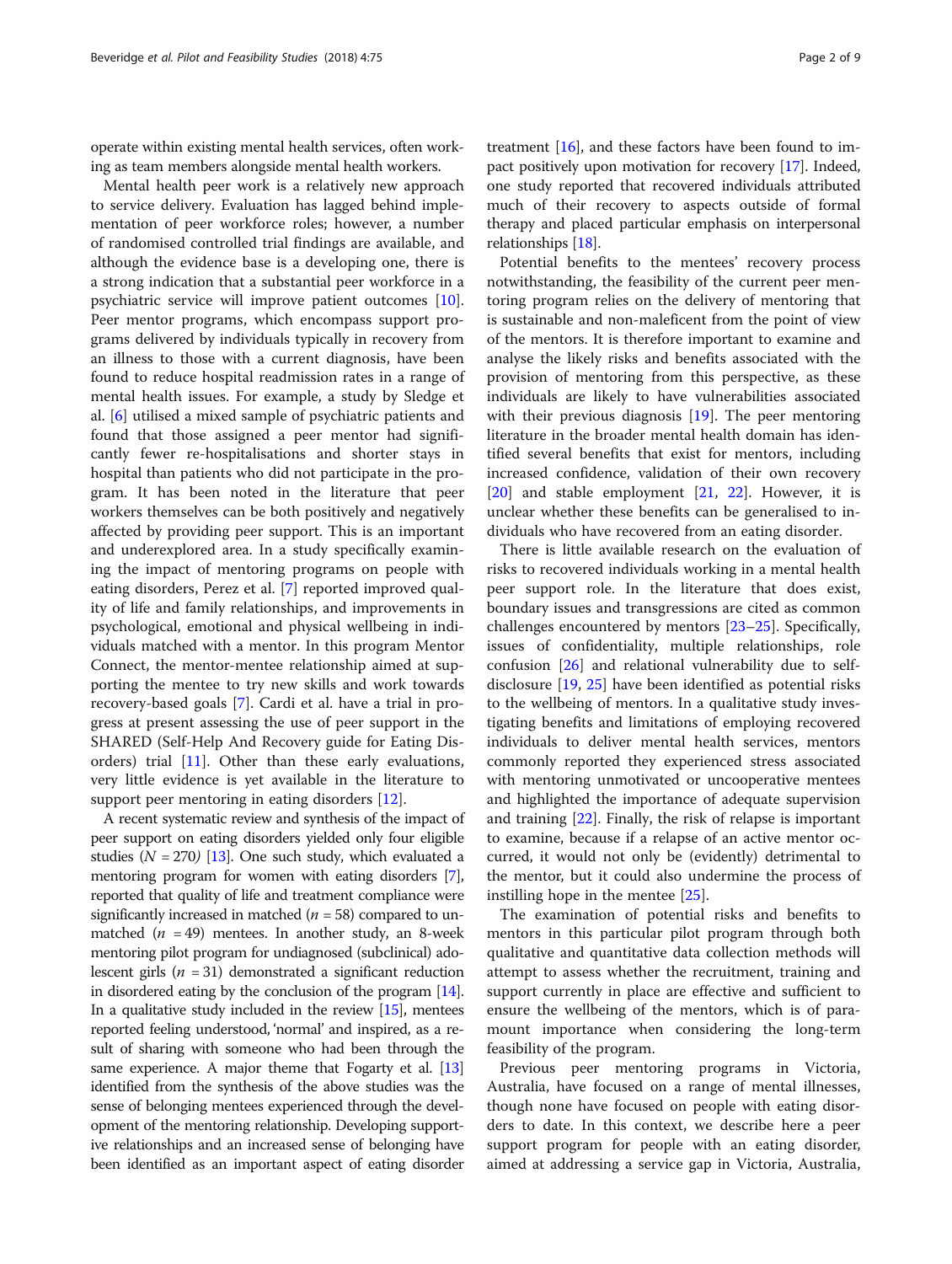operate within existing mental health services, often working as team members alongside mental health workers.

Mental health peer work is a relatively new approach to service delivery. Evaluation has lagged behind implementation of peer workforce roles; however, a number of randomised controlled trial findings are available, and although the evidence base is a developing one, there is a strong indication that a substantial peer workforce in a psychiatric service will improve patient outcomes [10]. Peer mentor programs, which encompass support programs delivered by individuals typically in recovery from an illness to those with a current diagnosis, have been found to reduce hospital readmission rates in a range of mental health issues. For example, a study by Sledge et al. [6] utilised a mixed sample of psychiatric patients and found that those assigned a peer mentor had significantly fewer re-hospitalisations and shorter stays in hospital than patients who did not participate in the program. It has been noted in the literature that peer workers themselves can be both positively and negatively affected by providing peer support. This is an important and underexplored area. In a study specifically examining the impact of mentoring programs on people with eating disorders, Perez et al. [7] reported improved quality of life and family relationships, and improvements in psychological, emotional and physical wellbeing in individuals matched with a mentor. In this program Mentor Connect, the mentor-mentee relationship aimed at supporting the mentee to try new skills and work towards recovery-based goals [7]. Cardi et al. have a trial in progress at present assessing the use of peer support in the SHARED (Self-Help And Recovery guide for Eating Disorders) trial [11]. Other than these early evaluations, very little evidence is yet available in the literature to support peer mentoring in eating disorders [12].

A recent systematic review and synthesis of the impact of peer support on eating disorders yielded only four eligible studies ($N = 270$) [13]. One such study, which evaluated a mentoring program for women with eating disorders [7], reported that quality of life and treatment compliance were significantly increased in matched ($n = 58$) compared to unmatched ($n = 49$) mentees. In another study, an 8-week mentoring pilot program for undiagnosed (subclinical) adolescent girls ($n = 31$) demonstrated a significant reduction in disordered eating by the conclusion of the program [14]. In a qualitative study included in the review [15], mentees reported feeling understood, 'normal' and inspired, as a result of sharing with someone who had been through the same experience. A major theme that Fogarty et al. [13] identified from the synthesis of the above studies was the sense of belonging mentees experienced through the development of the mentoring relationship. Developing supportive relationships and an increased sense of belonging have been identified as an important aspect of eating disorder treatment [16], and these factors have been found to impact positively upon motivation for recovery [17]. Indeed, one study reported that recovered individuals attributed much of their recovery to aspects outside of formal therapy and placed particular emphasis on interpersonal relationships [18].

Potential benefits to the mentees' recovery process notwithstanding, the feasibility of the current peer mentoring program relies on the delivery of mentoring that is sustainable and non-maleficent from the point of view of the mentors. It is therefore important to examine and analyse the likely risks and benefits associated with the provision of mentoring from this perspective, as these individuals are likely to have vulnerabilities associated with their previous diagnosis [19]. The peer mentoring literature in the broader mental health domain has identified several benefits that exist for mentors, including increased confidence, validation of their own recovery [20] and stable employment [21, 22]. However, it is unclear whether these benefits can be generalised to individuals who have recovered from an eating disorder.

There is little available research on the evaluation of risks to recovered individuals working in a mental health peer support role. In the literature that does exist, boundary issues and transgressions are cited as common challenges encountered by mentors [23–25]. Specifically, issues of confidentiality, multiple relationships, role confusion [26] and relational vulnerability due to self-disclosure [19, 25] have been identified as potential risks to the wellbeing of mentors. In a qualitative study investigating benefits and limitations of employing recovered individuals to deliver mental health services, mentors commonly reported they experienced stress associated with mentoring unmotivated or uncooperative mentees and highlighted the importance of adequate supervision and training [22]. Finally, the risk of relapse is important to examine, because if a relapse of an active mentor occurred, it would not only be (evidently) detrimental to the mentor, but it could also undermine the process of instilling hope in the mentee [25].

The examination of potential risks and benefits to mentors in this particular pilot program through both qualitative and quantitative data collection methods will attempt to assess whether the recruitment, training and support currently in place are effective and sufficient to ensure the wellbeing of the mentors, which is of paramount importance when considering the long-term feasibility of the program.

Previous peer mentoring programs in Victoria, Australia, have focused on a range of mental illnesses, though none have focused on people with eating disorders to date. In this context, we describe here a peer support program for people with an eating disorder, aimed at addressing a service gap in Victoria, Australia,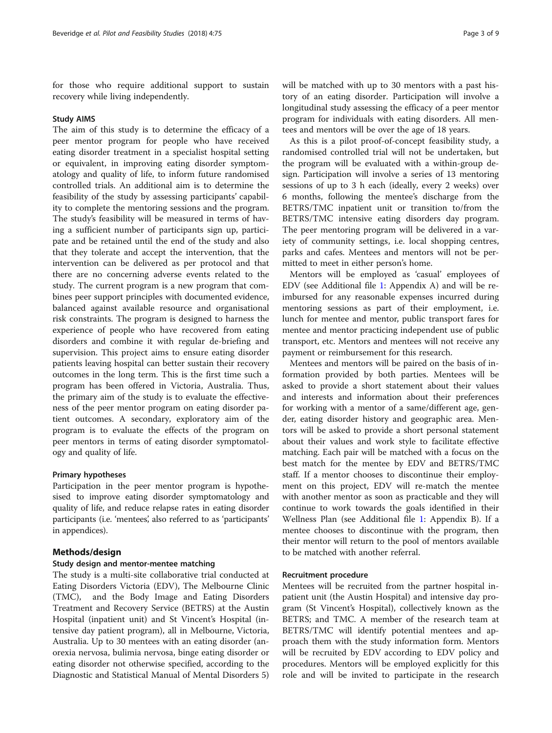for those who require additional support to sustain recovery while living independently.

### Study AIMS

The aim of this study is to determine the efficacy of a peer mentor program for people who have received eating disorder treatment in a specialist hospital setting or equivalent, in improving eating disorder symptomatology and quality of life, to inform future randomised controlled trials. An additional aim is to determine the feasibility of the study by assessing participants' capability to complete the mentoring sessions and the program. The study's feasibility will be measured in terms of having a sufficient number of participants sign up, participate and be retained until the end of the study and also that they tolerate and accept the intervention, that the intervention can be delivered as per protocol and that there are no concerning adverse events related to the study. The current program is a new program that combines peer support principles with documented evidence, balanced against available resource and organisational risk constraints. The program is designed to harness the experience of people who have recovered from eating disorders and combine it with regular de-briefing and supervision. This project aims to ensure eating disorder patients leaving hospital can better sustain their recovery outcomes in the long term. This is the first time such a program has been offered in Victoria, Australia. Thus, the primary aim of the study is to evaluate the effectiveness of the peer mentor program on eating disorder patient outcomes. A secondary, exploratory aim of the program is to evaluate the effects of the program on peer mentors in terms of eating disorder symptomatology and quality of life.

### Primary hypotheses

Participation in the peer mentor program is hypothesised to improve eating disorder symptomatology and quality of life, and reduce relapse rates in eating disorder participants (i.e. 'mentees', also referred to as 'participants' in appendices).

## Methods/design

### Study design and mentor-mentee matching

The study is a multi-site collaborative trial conducted at Eating Disorders Victoria (EDV), The Melbourne Clinic (TMC), and the Body Image and Eating Disorders Treatment and Recovery Service (BETRS) at the Austin Hospital (inpatient unit) and St Vincent's Hospital (intensive day patient program), all in Melbourne, Victoria, Australia. Up to 30 mentees with an eating disorder (anorexia nervosa, bulimia nervosa, binge eating disorder or eating disorder not otherwise specified, according to the Diagnostic and Statistical Manual of Mental Disorders 5) will be matched with up to 30 mentors with a past history of an eating disorder. Participation will involve a longitudinal study assessing the efficacy of a peer mentor program for individuals with eating disorders. All mentees and mentors will be over the age of 18 years.

As this is a pilot proof-of-concept feasibility study, a randomised controlled trial will not be undertaken, but the program will be evaluated with a within-group design. Participation will involve a series of 13 mentoring sessions of up to 3 h each (ideally, every 2 weeks) over 6 months, following the mentee's discharge from the BETRS/TMC inpatient unit or transition to/from the BETRS/TMC intensive eating disorders day program. The peer mentoring program will be delivered in a variety of community settings, i.e. local shopping centres, parks and cafes. Mentees and mentors will not be permitted to meet in either person's home.

Mentors will be employed as 'casual' employees of EDV (see Additional file 1: Appendix A) and will be reimbursed for any reasonable expenses incurred during mentoring sessions as part of their employment, i.e. lunch for mentee and mentor, public transport fares for mentee and mentor practicing independent use of public transport, etc. Mentors and mentees will not receive any payment or reimbursement for this research.

Mentees and mentors will be paired on the basis of information provided by both parties. Mentees will be asked to provide a short statement about their values and interests and information about their preferences for working with a mentor of a same/different age, gender, eating disorder history and geographic area. Mentors will be asked to provide a short personal statement about their values and work style to facilitate effective matching. Each pair will be matched with a focus on the best match for the mentee by EDV and BETRS/TMC staff. If a mentor chooses to discontinue their employment on this project, EDV will re-match the mentee with another mentor as soon as practicable and they will continue to work towards the goals identified in their Wellness Plan (see Additional file 1: Appendix B). If a mentee chooses to discontinue with the program, then their mentor will return to the pool of mentors available to be matched with another referral.

### Recruitment procedure

Mentees will be recruited from the partner hospital inpatient unit (the Austin Hospital) and intensive day program (St Vincent's Hospital), collectively known as the BETRS; and TMC. A member of the research team at BETRS/TMC will identify potential mentees and approach them with the study information form. Mentors will be recruited by EDV according to EDV policy and procedures. Mentors will be employed explicitly for this role and will be invited to participate in the research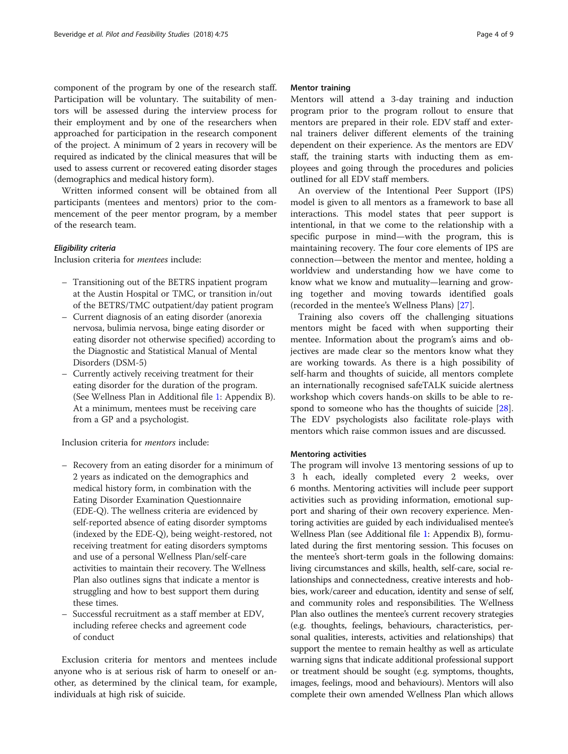component of the program by one of the research staff. Participation will be voluntary. The suitability of mentors will be assessed during the interview process for their employment and by one of the researchers when approached for participation in the research component of the project. A minimum of 2 years in recovery will be required as indicated by the clinical measures that will be used to assess current or recovered eating disorder stages (demographics and medical history form).

Written informed consent will be obtained from all participants (mentees and mentors) prior to the commencement of the peer mentor program, by a member of the research team.

#### *Eligibility criteria*

Inclusion criteria for *mentees* include:

- Transitioning out of the BETRS inpatient program at the Austin Hospital or TMC, or transition in/out of the BETRS/TMC outpatient/day patient program
- Current diagnosis of an eating disorder (anorexia nervosa, bulimia nervosa, binge eating disorder or eating disorder not otherwise specified) according to the Diagnostic and Statistical Manual of Mental Disorders (DSM-5)
- Currently actively receiving treatment for their eating disorder for the duration of the program. (See Wellness Plan in Additional file 1: Appendix B). At a minimum, mentees must be receiving care from a GP and a psychologist.

Inclusion criteria for *mentors* include:

- Recovery from an eating disorder for a minimum of 2 years as indicated on the demographics and medical history form, in combination with the Eating Disorder Examination Questionnaire (EDE-Q). The wellness criteria are evidenced by self-reported absence of eating disorder symptoms (indexed by the EDE-Q), being weight-restored, not receiving treatment for eating disorders symptoms and use of a personal Wellness Plan/self-care activities to maintain their recovery. The Wellness Plan also outlines signs that indicate a mentor is struggling and how to best support them during these times.
- Successful recruitment as a staff member at EDV, including referee checks and agreement code of conduct

Exclusion criteria for mentors and mentees include anyone who is at serious risk of harm to oneself or another, as determined by the clinical team, for example, individuals at high risk of suicide.

### Mentor training

Mentors will attend a 3-day training and induction program prior to the program rollout to ensure that mentors are prepared in their role. EDV staff and external trainers deliver different elements of the training dependent on their experience. As the mentors are EDV staff, the training starts with inducting them as employees and going through the procedures and policies outlined for all EDV staff members.

An overview of the Intentional Peer Support (IPS) model is given to all mentors as a framework to base all interactions. This model states that peer support is intentional, in that we come to the relationship with a specific purpose in mind—with the program, this is maintaining recovery. The four core elements of IPS are connection—between the mentor and mentee, holding a worldview and understanding how we have come to know what we know and mutuality—learning and growing together and moving towards identified goals (recorded in the mentee's Wellness Plans) [27].

Training also covers off the challenging situations mentors might be faced with when supporting their mentee. Information about the program's aims and objectives are made clear so the mentors know what they are working towards. As there is a high possibility of self-harm and thoughts of suicide, all mentors complete an internationally recognised safeTALK suicide alertness workshop which covers hands-on skills to be able to respond to someone who has the thoughts of suicide [28]. The EDV psychologists also facilitate role-plays with mentors which raise common issues and are discussed.

### Mentoring activities

The program will involve 13 mentoring sessions of up to 3 h each, ideally completed every 2 weeks, over 6 months. Mentoring activities will include peer support activities such as providing information, emotional support and sharing of their own recovery experience. Mentoring activities are guided by each individualised mentee's Wellness Plan (see Additional file 1: Appendix B), formulated during the first mentoring session. This focuses on the mentee's short-term goals in the following domains: living circumstances and skills, health, self-care, social relationships and connectedness, creative interests and hobbies, work/career and education, identity and sense of self, and community roles and responsibilities. The Wellness Plan also outlines the mentee's current recovery strategies (e.g. thoughts, feelings, behaviours, characteristics, personal qualities, interests, activities and relationships) that support the mentee to remain healthy as well as articulate warning signs that indicate additional professional support or treatment should be sought (e.g. symptoms, thoughts, images, feelings, mood and behaviours). Mentors will also complete their own amended Wellness Plan which allows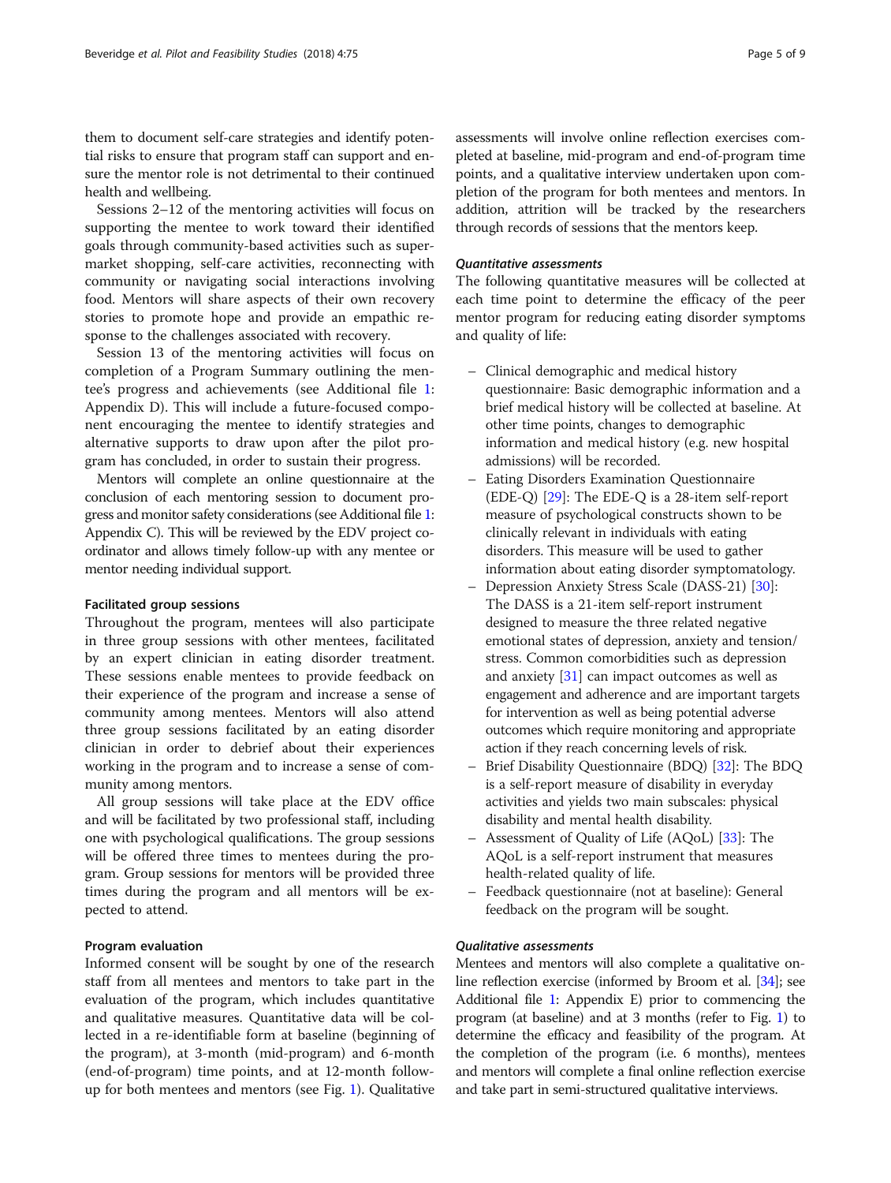them to document self-care strategies and identify potential risks to ensure that program staff can support and ensure the mentor role is not detrimental to their continued health and wellbeing.

Sessions 2–12 of the mentoring activities will focus on supporting the mentee to work toward their identified goals through community-based activities such as supermarket shopping, self-care activities, reconnecting with community or navigating social interactions involving food. Mentors will share aspects of their own recovery stories to promote hope and provide an empathic response to the challenges associated with recovery.

Session 13 of the mentoring activities will focus on completion of a Program Summary outlining the mentee's progress and achievements (see Additional file 1: Appendix D). This will include a future-focused component encouraging the mentee to identify strategies and alternative supports to draw upon after the pilot program has concluded, in order to sustain their progress.

Mentors will complete an online questionnaire at the conclusion of each mentoring session to document progress and monitor safety considerations (see Additional file 1: Appendix C). This will be reviewed by the EDV project coordinator and allows timely follow-up with any mentee or mentor needing individual support.

### Facilitated group sessions

Throughout the program, mentees will also participate in three group sessions with other mentees, facilitated by an expert clinician in eating disorder treatment. These sessions enable mentees to provide feedback on their experience of the program and increase a sense of community among mentees. Mentors will also attend three group sessions facilitated by an eating disorder clinician in order to debrief about their experiences working in the program and to increase a sense of community among mentors.

All group sessions will take place at the EDV office and will be facilitated by two professional staff, including one with psychological qualifications. The group sessions will be offered three times to mentees during the program. Group sessions for mentors will be provided three times during the program and all mentors will be expected to attend.

### Program evaluation

Informed consent will be sought by one of the research staff from all mentees and mentors to take part in the evaluation of the program, which includes quantitative and qualitative measures. Quantitative data will be collected in a re-identifiable form at baseline (beginning of the program), at 3-month (mid-program) and 6-month (end-of-program) time points, and at 12-month follow-up for both mentees and mentors (see Fig. 1). Qualitative assessments will involve online reflection exercises completed at baseline, mid-program and end-of-program time points, and a qualitative interview undertaken upon completion of the program for both mentees and mentors. In addition, attrition will be tracked by the researchers through records of sessions that the mentors keep.

#### *Quantitative assessments*

The following quantitative measures will be collected at each time point to determine the efficacy of the peer mentor program for reducing eating disorder symptoms and quality of life:

- Clinical demographic and medical history questionnaire: Basic demographic information and a brief medical history will be collected at baseline. At other time points, changes to demographic information and medical history (e.g. new hospital admissions) will be recorded.
- Eating Disorders Examination Questionnaire (EDE-Q) [29]: The EDE-Q is a 28-item self-report measure of psychological constructs shown to be clinically relevant in individuals with eating disorders. This measure will be used to gather information about eating disorder symptomatology.
- Depression Anxiety Stress Scale (DASS-21) [30]: The DASS is a 21-item self-report instrument designed to measure the three related negative emotional states of depression, anxiety and tension/stress. Common comorbidities such as depression and anxiety [31] can impact outcomes as well as engagement and adherence and are important targets for intervention as well as being potential adverse outcomes which require monitoring and appropriate action if they reach concerning levels of risk.
- Brief Disability Questionnaire (BDQ) [32]: The BDQ is a self-report measure of disability in everyday activities and yields two main subscales: physical disability and mental health disability.
- Assessment of Quality of Life (AQoL) [33]: The AQoL is a self-report instrument that measures health-related quality of life.
- Feedback questionnaire (not at baseline): General feedback on the program will be sought.

#### *Qualitative assessments*

Mentees and mentors will also complete a qualitative online reflection exercise (informed by Broom et al. [34]; see Additional file 1: Appendix E) prior to commencing the program (at baseline) and at 3 months (refer to Fig. 1) to determine the efficacy and feasibility of the program. At the completion of the program (i.e. 6 months), mentees and mentors will complete a final online reflection exercise and take part in semi-structured qualitative interviews.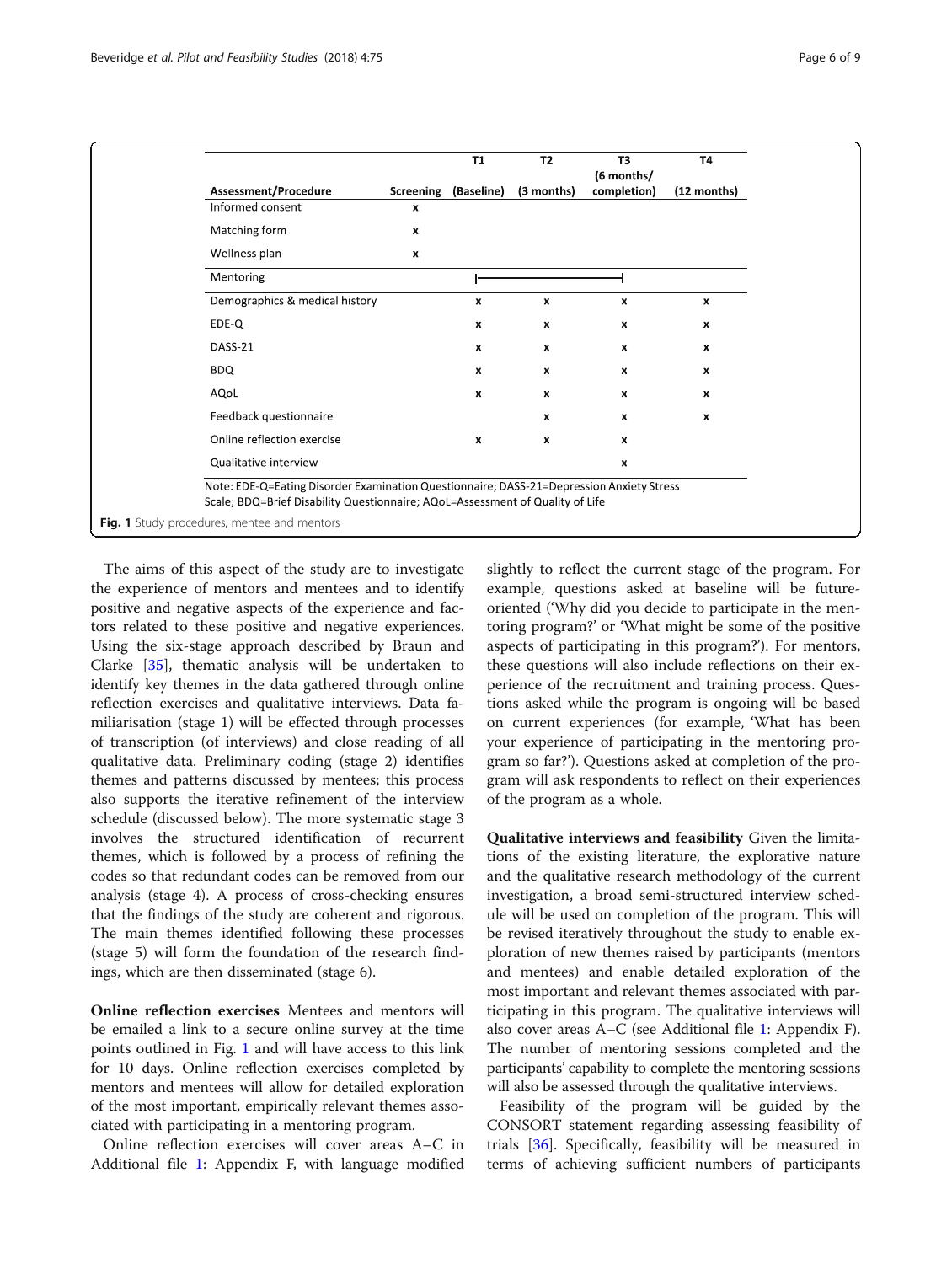| Assessment/Procedure | Screening | T1 (Baseline) | T2 (3 months) | T3 (6 months/ completion) | T4 (12 months) |
|---|---|---|---|---|---|
| Informed consent | x | | | | |
| Matching form | x | | | | |
| Wellness plan | x | | | | |
| Mentoring | | ├─── | ──── | ───┤ | |
| Demographics & medical history | | x | x | x | x |
| EDE-Q | | x | x | x | x |
| DASS-21 | | x | x | x | x |
| BDQ | | x | x | x | x |
| AQoL | | x | x | x | x |
| Feedback questionnaire | | | x | x | x |
| Online reflection exercise | | x | x | x | |
| Qualitative interview | | | | x | |

Note: EDE-Q=Eating Disorder Examination Questionnaire; DASS-21=Depression Anxiety Stress Scale; BDQ=Brief Disability Questionnaire; AQoL=Assessment of Quality of Life

**Fig. 1** Study procedures, mentee and mentors

The aims of this aspect of the study are to investigate the experience of mentors and mentees and to identify positive and negative aspects of the experience and factors related to these positive and negative experiences. Using the six-stage approach described by Braun and Clarke [35], thematic analysis will be undertaken to identify key themes in the data gathered through online reflection exercises and qualitative interviews. Data familiarisation (stage 1) will be effected through processes of transcription (of interviews) and close reading of all qualitative data. Preliminary coding (stage 2) identifies themes and patterns discussed by mentees; this process also supports the iterative refinement of the interview schedule (discussed below). The more systematic stage 3 involves the structured identification of recurrent themes, which is followed by a process of refining the codes so that redundant codes can be removed from our analysis (stage 4). A process of cross-checking ensures that the findings of the study are coherent and rigorous. The main themes identified following these processes (stage 5) will form the foundation of the research findings, which are then disseminated (stage 6).

**Online reflection exercises** Mentees and mentors will be emailed a link to a secure online survey at the time points outlined in Fig. 1 and will have access to this link for 10 days. Online reflection exercises completed by mentors and mentees will allow for detailed exploration of the most important, empirically relevant themes associated with participating in a mentoring program.

Online reflection exercises will cover areas A–C in Additional file 1: Appendix F, with language modified slightly to reflect the current stage of the program. For example, questions asked at baseline will be future-oriented ('Why did you decide to participate in the mentoring program?' or 'What might be some of the positive aspects of participating in this program?'). For mentors, these questions will also include reflections on their experience of the recruitment and training process. Questions asked while the program is ongoing will be based on current experiences (for example, 'What has been your experience of participating in the mentoring program so far?'). Questions asked at completion of the program will ask respondents to reflect on their experiences of the program as a whole.

**Qualitative interviews and feasibility** Given the limitations of the existing literature, the explorative nature and the qualitative research methodology of the current investigation, a broad semi-structured interview schedule will be used on completion of the program. This will be revised iteratively throughout the study to enable exploration of new themes raised by participants (mentors and mentees) and enable detailed exploration of the most important and relevant themes associated with participating in this program. The qualitative interviews will also cover areas A–C (see Additional file 1: Appendix F). The number of mentoring sessions completed and the participants' capability to complete the mentoring sessions will also be assessed through the qualitative interviews.

Feasibility of the program will be guided by the CONSORT statement regarding assessing feasibility of trials [36]. Specifically, feasibility will be measured in terms of achieving sufficient numbers of participants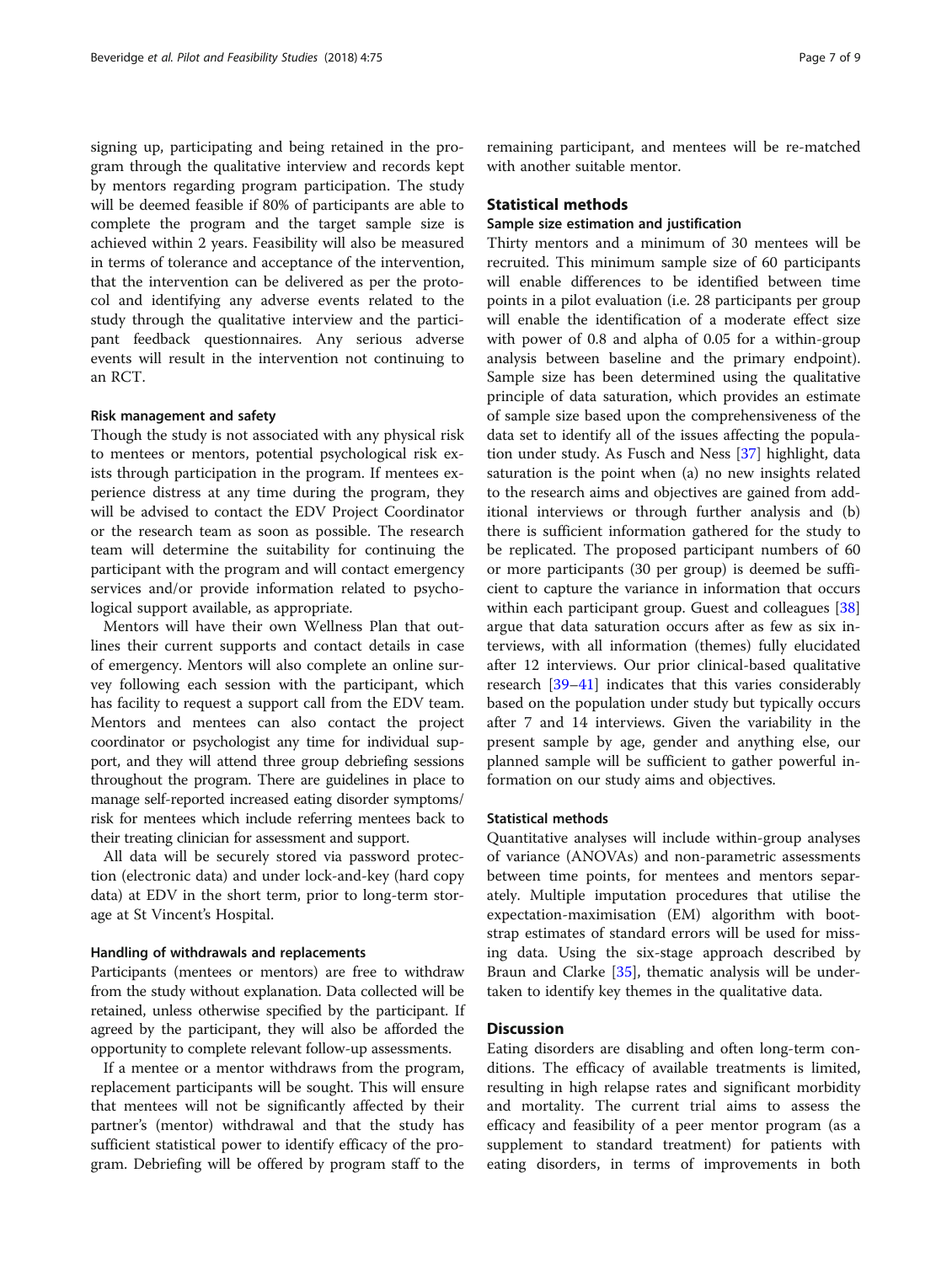signing up, participating and being retained in the program through the qualitative interview and records kept by mentors regarding program participation. The study will be deemed feasible if 80% of participants are able to complete the program and the target sample size is achieved within 2 years. Feasibility will also be measured in terms of tolerance and acceptance of the intervention, that the intervention can be delivered as per the protocol and identifying any adverse events related to the study through the qualitative interview and the participant feedback questionnaires. Any serious adverse events will result in the intervention not continuing to an RCT.

#### Risk management and safety

Though the study is not associated with any physical risk to mentees or mentors, potential psychological risk exists through participation in the program. If mentees experience distress at any time during the program, they will be advised to contact the EDV Project Coordinator or the research team as soon as possible. The research team will determine the suitability for continuing the participant with the program and will contact emergency services and/or provide information related to psychological support available, as appropriate.

Mentors will have their own Wellness Plan that outlines their current supports and contact details in case of emergency. Mentors will also complete an online survey following each session with the participant, which has facility to request a support call from the EDV team. Mentors and mentees can also contact the project coordinator or psychologist any time for individual support, and they will attend three group debriefing sessions throughout the program. There are guidelines in place to manage self-reported increased eating disorder symptoms/risk for mentees which include referring mentees back to their treating clinician for assessment and support.

All data will be securely stored via password protection (electronic data) and under lock-and-key (hard copy data) at EDV in the short term, prior to long-term storage at St Vincent's Hospital.

#### Handling of withdrawals and replacements

Participants (mentees or mentors) are free to withdraw from the study without explanation. Data collected will be retained, unless otherwise specified by the participant. If agreed by the participant, they will also be afforded the opportunity to complete relevant follow-up assessments.

If a mentee or a mentor withdraws from the program, replacement participants will be sought. This will ensure that mentees will not be significantly affected by their partner's (mentor) withdrawal and that the study has sufficient statistical power to identify efficacy of the program. Debriefing will be offered by program staff to the remaining participant, and mentees will be re-matched with another suitable mentor.

### Statistical methods

#### Sample size estimation and justification

Thirty mentors and a minimum of 30 mentees will be recruited. This minimum sample size of 60 participants will enable differences to be identified between time points in a pilot evaluation (i.e. 28 participants per group will enable the identification of a moderate effect size with power of 0.8 and alpha of 0.05 for a within-group analysis between baseline and the primary endpoint). Sample size has been determined using the qualitative principle of data saturation, which provides an estimate of sample size based upon the comprehensiveness of the data set to identify all of the issues affecting the population under study. As Fusch and Ness [37] highlight, data saturation is the point when (a) no new insights related to the research aims and objectives are gained from additional interviews or through further analysis and (b) there is sufficient information gathered for the study to be replicated. The proposed participant numbers of 60 or more participants (30 per group) is deemed be sufficient to capture the variance in information that occurs within each participant group. Guest and colleagues [38] argue that data saturation occurs after as few as six interviews, with all information (themes) fully elucidated after 12 interviews. Our prior clinical-based qualitative research [39–41] indicates that this varies considerably based on the population under study but typically occurs after 7 and 14 interviews. Given the variability in the present sample by age, gender and anything else, our planned sample will be sufficient to gather powerful information on our study aims and objectives.

#### Statistical methods

Quantitative analyses will include within-group analyses of variance (ANOVAs) and non-parametric assessments between time points, for mentees and mentors separately. Multiple imputation procedures that utilise the expectation-maximisation (EM) algorithm with bootstrap estimates of standard errors will be used for missing data. Using the six-stage approach described by Braun and Clarke [35], thematic analysis will be undertaken to identify key themes in the qualitative data.

## Discussion

Eating disorders are disabling and often long-term conditions. The efficacy of available treatments is limited, resulting in high relapse rates and significant morbidity and mortality. The current trial aims to assess the efficacy and feasibility of a peer mentor program (as a supplement to standard treatment) for patients with eating disorders, in terms of improvements in both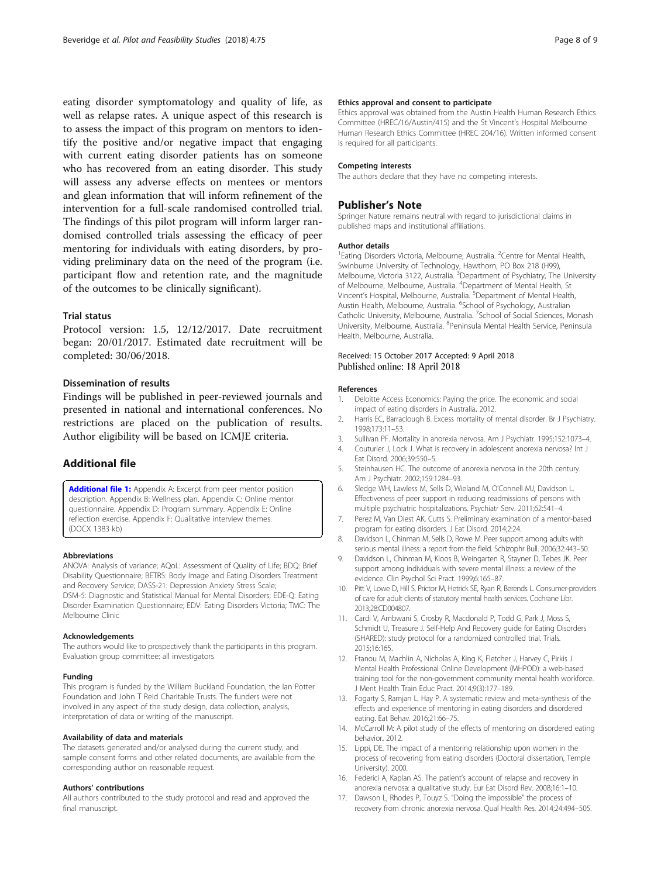eating disorder symptomatology and quality of life, as well as relapse rates. A unique aspect of this research is to assess the impact of this program on mentors to identify the positive and/or negative impact that engaging with current eating disorder patients has on someone who has recovered from an eating disorder. This study will assess any adverse effects on mentees or mentors and glean information that will inform refinement of the intervention for a full-scale randomised controlled trial. The findings of this pilot program will inform larger randomised controlled trials assessing the efficacy of peer mentoring for individuals with eating disorders, by providing preliminary data on the need of the program (i.e. participant flow and retention rate, and the magnitude of the outcomes to be clinically significant).

## Trial status

Protocol version: 1.5, 12/12/2017. Date recruitment began: 20/01/2017. Estimated date recruitment will be completed: 30/06/2018.

## Dissemination of results

Findings will be published in peer-reviewed journals and presented in national and international conferences. No restrictions are placed on the publication of results. Author eligibility will be based on ICMJE criteria.

# Additional file

**Additional file 1:** Appendix A: Excerpt from peer mentor position description. Appendix B: Wellness plan. Appendix C: Online mentor questionnaire. Appendix D: Program summary. Appendix E: Online reflection exercise. Appendix F: Qualitative interview themes. (DOCX 1383 kb)

### Abbreviations

ANOVA: Analysis of variance; AQoL: Assessment of Quality of Life; BDQ: Brief Disability Questionnaire; BETRS: Body Image and Eating Disorders Treatment and Recovery Service; DASS-21: Depression Anxiety Stress Scale; DSM-5: Diagnostic and Statistical Manual for Mental Disorders; EDE-Q: Eating Disorder Examination Questionnaire; EDV: Eating Disorders Victoria; TMC: The Melbourne Clinic

### Acknowledgements

The authors would like to prospectively thank the participants in this program. Evaluation group committee: all investigators

### Funding

This program is funded by the William Buckland Foundation, the Ian Potter Foundation and John T Reid Charitable Trusts. The funders were not involved in any aspect of the study design, data collection, analysis, interpretation of data or writing of the manuscript.

### Availability of data and materials

The datasets generated and/or analysed during the current study, and sample consent forms and other related documents, are available from the corresponding author on reasonable request.

### Authors' contributions

All authors contributed to the study protocol and read and approved the final manuscript.

### Ethics approval and consent to participate

Ethics approval was obtained from the Austin Health Human Research Ethics Committee (HREC/16/Austin/415) and the St Vincent's Hospital Melbourne Human Research Ethics Committee (HREC 204/16). Written informed consent is required for all participants.

### Competing interests

The authors declare that they have no competing interests.

## Publisher's Note

Springer Nature remains neutral with regard to jurisdictional claims in published maps and institutional affiliations.

### Author details

[1]Eating Disorders Victoria, Melbourne, Australia. [2]Centre for Mental Health, Swinburne University of Technology, Hawthorn, PO Box 218 (H99), Melbourne, Victoria 3122, Australia. [3]Department of Psychiatry, The University of Melbourne, Melbourne, Australia. [4]Department of Mental Health, St Vincent's Hospital, Melbourne, Australia. [5]Department of Mental Health, Austin Health, Melbourne, Australia. [6]School of Psychology, Australian Catholic University, Melbourne, Australia. [7]School of Social Sciences, Monash University, Melbourne, Australia. [8]Peninsula Mental Health Service, Peninsula Health, Melbourne, Australia.

Received: 15 October 2017 Accepted: 9 April 2018
Published online: 18 April 2018

### References

1. Deloitte Access Economics: Paying the price. The economic and social impact of eating disorders in Australia. 2012.
2. Harris EC, Barraclough B. Excess mortality of mental disorder. Br J Psychiatry. 1998;173:11–53.
3. Sullivan PF. Mortality in anorexia nervosa. Am J Psychiatr. 1995;152:1073–4.
4. Couturier J, Lock J. What is recovery in adolescent anorexia nervosa? Int J Eat Disord. 2006;39:550–5.
5. Steinhausen HC. The outcome of anorexia nervosa in the 20th century. Am J Psychiatr. 2002;159:1284–93.
6. Sledge WH, Lawless M, Sells D, Wieland M, O'Connell MJ, Davidson L. Effectiveness of peer support in reducing readmissions of persons with multiple psychiatric hospitalizations. Psychiatr Serv. 2011;62:541–4.
7. Perez M, Van Diest AK, Cutts S. Preliminary examination of a mentor-based program for eating disorders. J Eat Disord. 2014;2:24.
8. Davidson L, Chinman M, Sells D, Rowe M. Peer support among adults with serious mental illness: a report from the field. Schizophr Bull. 2006;32:443–50.
9. Davidson L, Chinman M, Kloos B, Weingarten R, Stayner D, Tebes JK. Peer support among individuals with severe mental illness: a review of the evidence. Clin Psychol Sci Pract. 1999;6:165–87.
10. Pitt V, Lowe D, Hill S, Prictor M, Hetrick SE, Ryan R, Berends L. Consumer-providers of care for adult clients of statutory mental health services. Cochrane Libr. 2013;28:CD004807.
11. Cardi V, Ambwani S, Crosby R, Macdonald P, Todd G, Park J, Moss S, Schmidt U, Treasure J. Self-Help And Recovery guide for Eating Disorders (SHARED): study protocol for a randomized controlled trial. Trials. 2015;16:165.
12. Ftanou M, Machlin A, Nicholas A, King K, Fletcher J, Harvey C, Pirkis J. Mental Health Professional Online Development (MHPOD): a web-based training tool for the non-government community mental health workforce. J Ment Health Train Educ Pract. 2014;9(3):177–189.
13. Fogarty S, Ramjan L, Hay P. A systematic review and meta-synthesis of the effects and experience of mentoring in eating disorders and disordered eating. Eat Behav. 2016;21:66–75.
14. McCarroll M: A pilot study of the effects of mentoring on disordered eating behavior. 2012.
15. Lippi, DE. The impact of a mentoring relationship upon women in the process of recovering from eating disorders (Doctoral dissertation, Temple University). 2000.
16. Federici A, Kaplan AS. The patient's account of relapse and recovery in anorexia nervosa: a qualitative study. Eur Eat Disord Rev. 2008;16:1–10.
17. Dawson L, Rhodes P, Touyz S. "Doing the impossible" the process of recovery from chronic anorexia nervosa. Qual Health Res. 2014;24:494–505.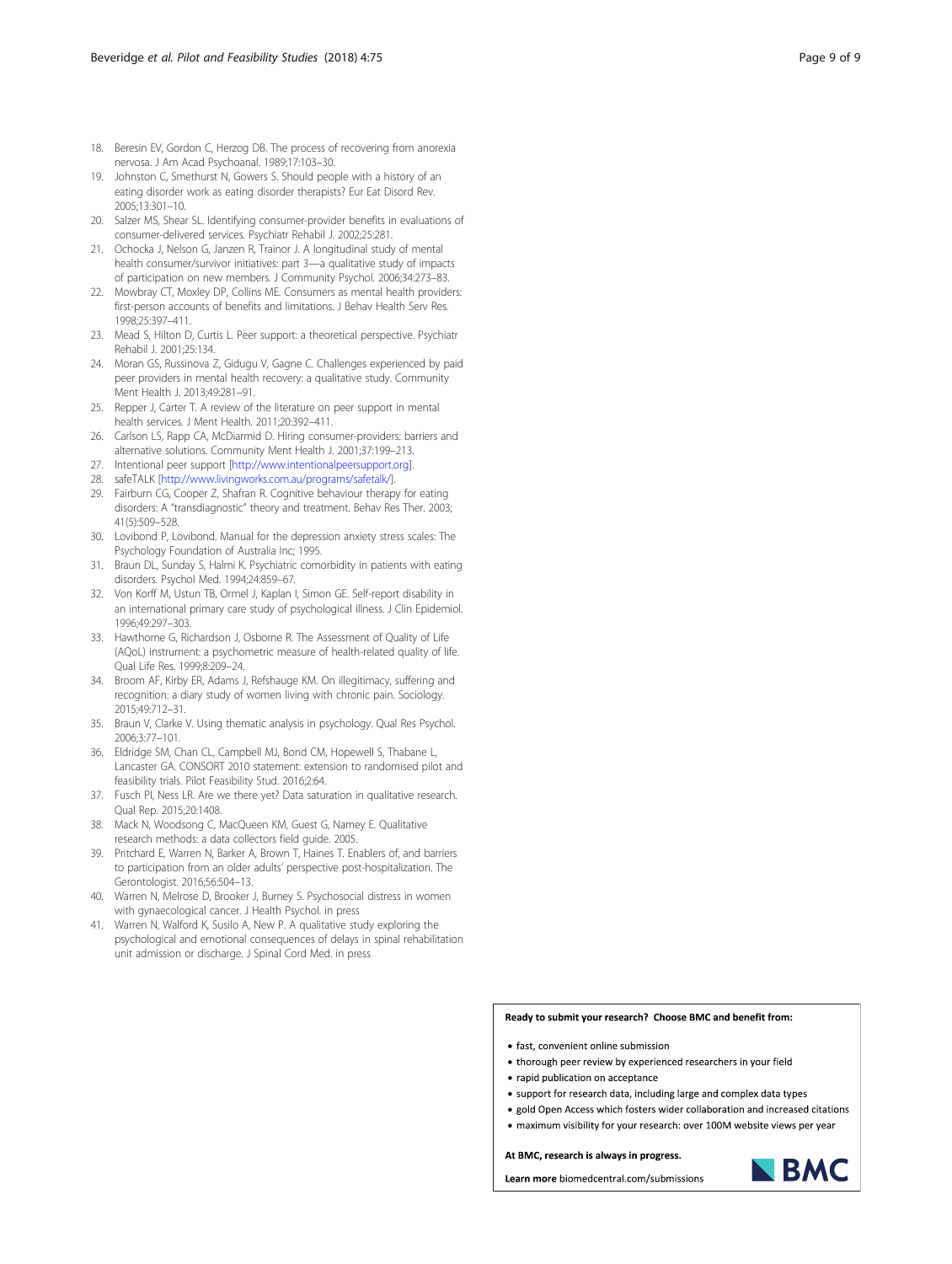18. Beresin EV, Gordon C, Herzog DB. The process of recovering from anorexia nervosa. J Am Acad Psychoanal. 1989;17:103–30.
19. Johnston C, Smethurst N, Gowers S. Should people with a history of an eating disorder work as eating disorder therapists? Eur Eat Disord Rev. 2005;13:301–10.
20. Salzer MS, Shear SL. Identifying consumer-provider benefits in evaluations of consumer-delivered services. Psychiatr Rehabil J. 2002;25:281.
21. Ochocka J, Nelson G, Janzen R, Trainor J. A longitudinal study of mental health consumer/survivor initiatives: part 3—a qualitative study of impacts of participation on new members. J Community Psychol. 2006;34:273–83.
22. Mowbray CT, Moxley DP, Collins ME. Consumers as mental health providers: first-person accounts of benefits and limitations. J Behav Health Serv Res. 1998;25:397–411.
23. Mead S, Hilton D, Curtis L. Peer support: a theoretical perspective. Psychiatr Rehabil J. 2001;25:134.
24. Moran GS, Russinova Z, Gidugu V, Gagne C. Challenges experienced by paid peer providers in mental health recovery: a qualitative study. Community Ment Health J. 2013;49:281–91.
25. Repper J, Carter T. A review of the literature on peer support in mental health services. J Ment Health. 2011;20:392–411.
26. Carlson LS, Rapp CA, McDiarmid D. Hiring consumer-providers: barriers and alternative solutions. Community Ment Health J. 2001;37:199–213.
27. Intentional peer support [http://www.intentionalpeersupport.org].
28. safeTALK [http://www.livingworks.com.au/programs/safetalk/].
29. Fairburn CG, Cooper Z, Shafran R. Cognitive behaviour therapy for eating disorders: A "transdiagnostic" theory and treatment. Behav Res Ther. 2003; 41(5):509–528.
30. Lovibond P, Lovibond. Manual for the depression anxiety stress scales: The Psychology Foundation of Australia Inc; 1995.
31. Braun DL, Sunday S, Halmi K. Psychiatric comorbidity in patients with eating disorders. Psychol Med. 1994;24:859–67.
32. Von Korff M, Ustun TB, Ormel J, Kaplan I, Simon GE. Self-report disability in an international primary care study of psychological illness. J Clin Epidemiol. 1996;49:297–303.
33. Hawthorne G, Richardson J, Osborne R. The Assessment of Quality of Life (AQoL) instrument: a psychometric measure of health-related quality of life. Qual Life Res. 1999;8:209–24.
34. Broom AF, Kirby ER, Adams J, Refshauge KM. On illegitimacy, suffering and recognition: a diary study of women living with chronic pain. Sociology. 2015;49:712–31.
35. Braun V, Clarke V. Using thematic analysis in psychology. Qual Res Psychol. 2006;3:77–101.
36. Eldridge SM, Chan CL, Campbell MJ, Bond CM, Hopewell S, Thabane L, Lancaster GA. CONSORT 2010 statement: extension to randomised pilot and feasibility trials. Pilot Feasibility Stud. 2016;2:64.
37. Fusch PI, Ness LR. Are we there yet? Data saturation in qualitative research. Qual Rep. 2015;20:1408.
38. Mack N, Woodsong C, MacQueen KM, Guest G, Namey E. Qualitative research methods: a data collectors field guide. 2005.
39. Pritchard E, Warren N, Barker A, Brown T, Haines T. Enablers of, and barriers to participation from an older adults' perspective post-hospitalization. The Gerontologist. 2016;56:504–13.
40. Warren N, Melrose D, Brooker J, Burney S. Psychosocial distress in women with gynaecological cancer. J Health Psychol. in press
41. Warren N, Walford K, Susilo A, New P. A qualitative study exploring the psychological and emotional consequences of delays in spinal rehabilitation unit admission or discharge. J Spinal Cord Med. in press

**Ready to submit your research? Choose BMC and benefit from:**

- fast, convenient online submission
- thorough peer review by experienced researchers in your field
- rapid publication on acceptance
- support for research data, including large and complex data types
- gold Open Access which fosters wider collaboration and increased citations
- maximum visibility for your research: over 100M website views per year

**At BMC, research is always in progress.**

**Learn more** biomedcentral.com/submissions

BMC